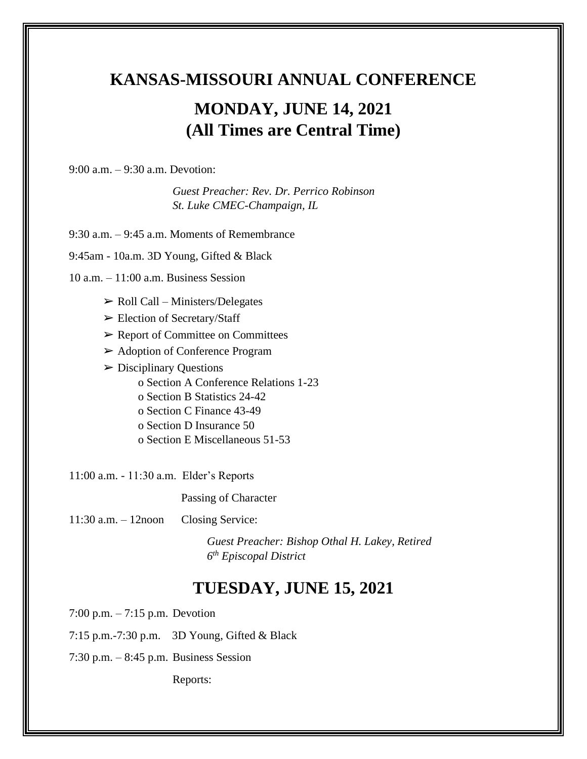# KANSAS-MISSOURI ANNUAL CONFERENCE

## MONDAY, JUNE 14, 2021
## (All Times are Central Time)

9:00 a.m. – 9:30 a.m. Devotion:

*Guest Preacher: Rev. Dr. Perrico Robinson*
*St. Luke CMEC-Champaign, IL*

9:30 a.m. – 9:45 a.m. Moments of Remembrance

9:45am - 10a.m. 3D Young, Gifted & Black

10 a.m. – 11:00 a.m. Business Session

- ➢ Roll Call – Ministers/Delegates
- ➢ Election of Secretary/Staff
- ➢ Report of Committee on Committees
- ➢ Adoption of Conference Program
- ➢ Disciplinary Questions
  - o Section A Conference Relations 1-23
  - o Section B Statistics 24-42
  - o Section C Finance 43-49
  - o Section D Insurance 50
  - o Section E Miscellaneous 51-53

11:00 a.m. - 11:30 a.m. Elder's Reports

Passing of Character

11:30 a.m. – 12noon Closing Service:

*Guest Preacher: Bishop Othal H. Lakey, Retired*
*6th Episcopal District*

## TUESDAY, JUNE 15, 2021

7:00 p.m. – 7:15 p.m. Devotion

7:15 p.m.-7:30 p.m. 3D Young, Gifted & Black

7:30 p.m. – 8:45 p.m. Business Session

Reports: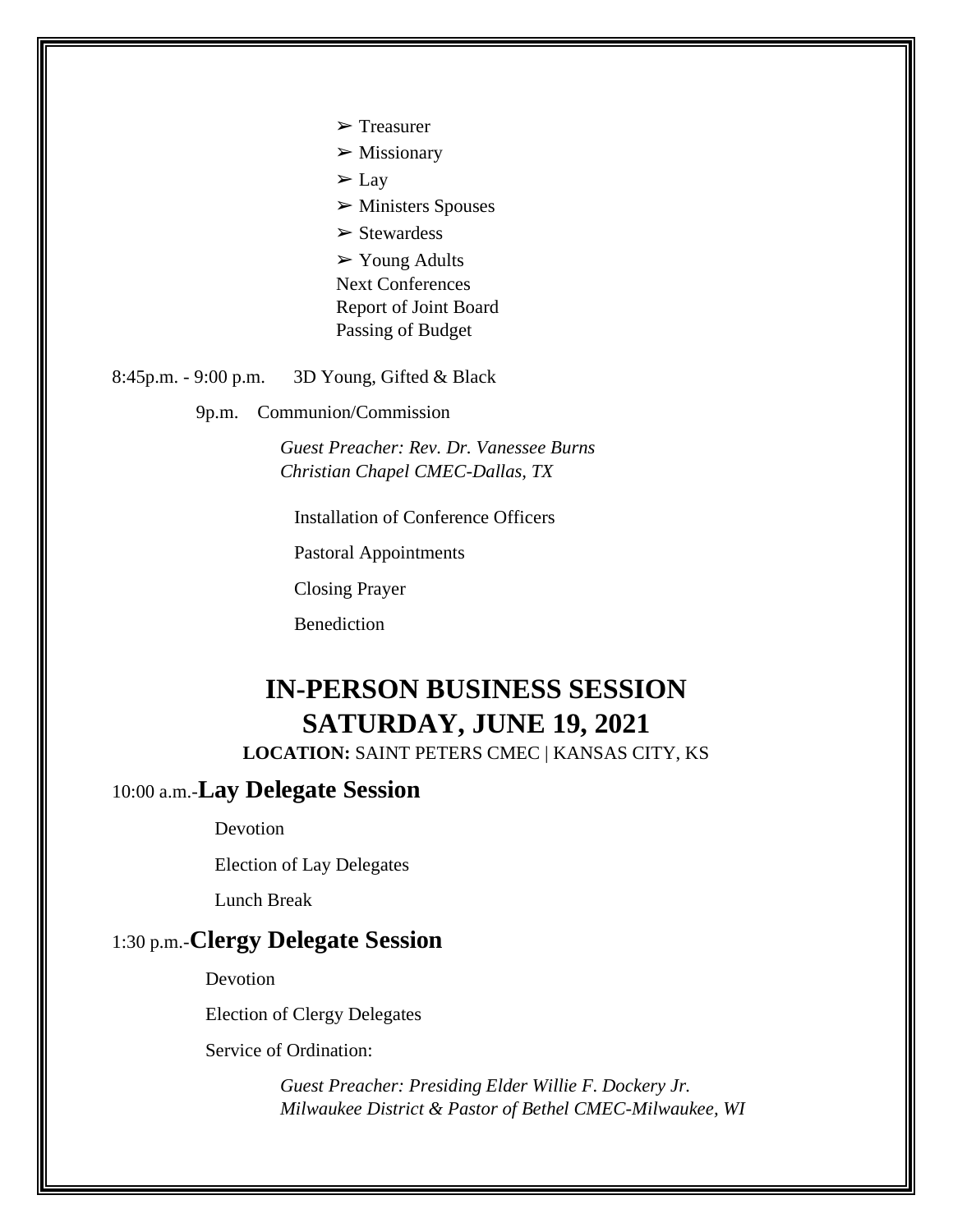- ➢ Treasurer
- ➢ Missionary
- ➢ Lay
- ➢ Ministers Spouses
- ➢ Stewardess
- ➢ Young Adults

Next Conferences
Report of Joint Board
Passing of Budget

8:45p.m. - 9:00 p.m. 3D Young, Gifted & Black

9p.m. Communion/Commission

*Guest Preacher: Rev. Dr. Vanessee Burns*
*Christian Chapel CMEC-Dallas, TX*

Installation of Conference Officers

Pastoral Appointments

Closing Prayer

Benediction

# IN-PERSON BUSINESS SESSION
# SATURDAY, JUNE 19, 2021

**LOCATION:** SAINT PETERS CMEC | KANSAS CITY, KS

## 10:00 a.m.-**Lay Delegate Session**

Devotion

Election of Lay Delegates

Lunch Break

## 1:30 p.m.-**Clergy Delegate Session**

Devotion

Election of Clergy Delegates

Service of Ordination:

*Guest Preacher: Presiding Elder Willie F. Dockery Jr.*
*Milwaukee District & Pastor of Bethel CMEC-Milwaukee, WI*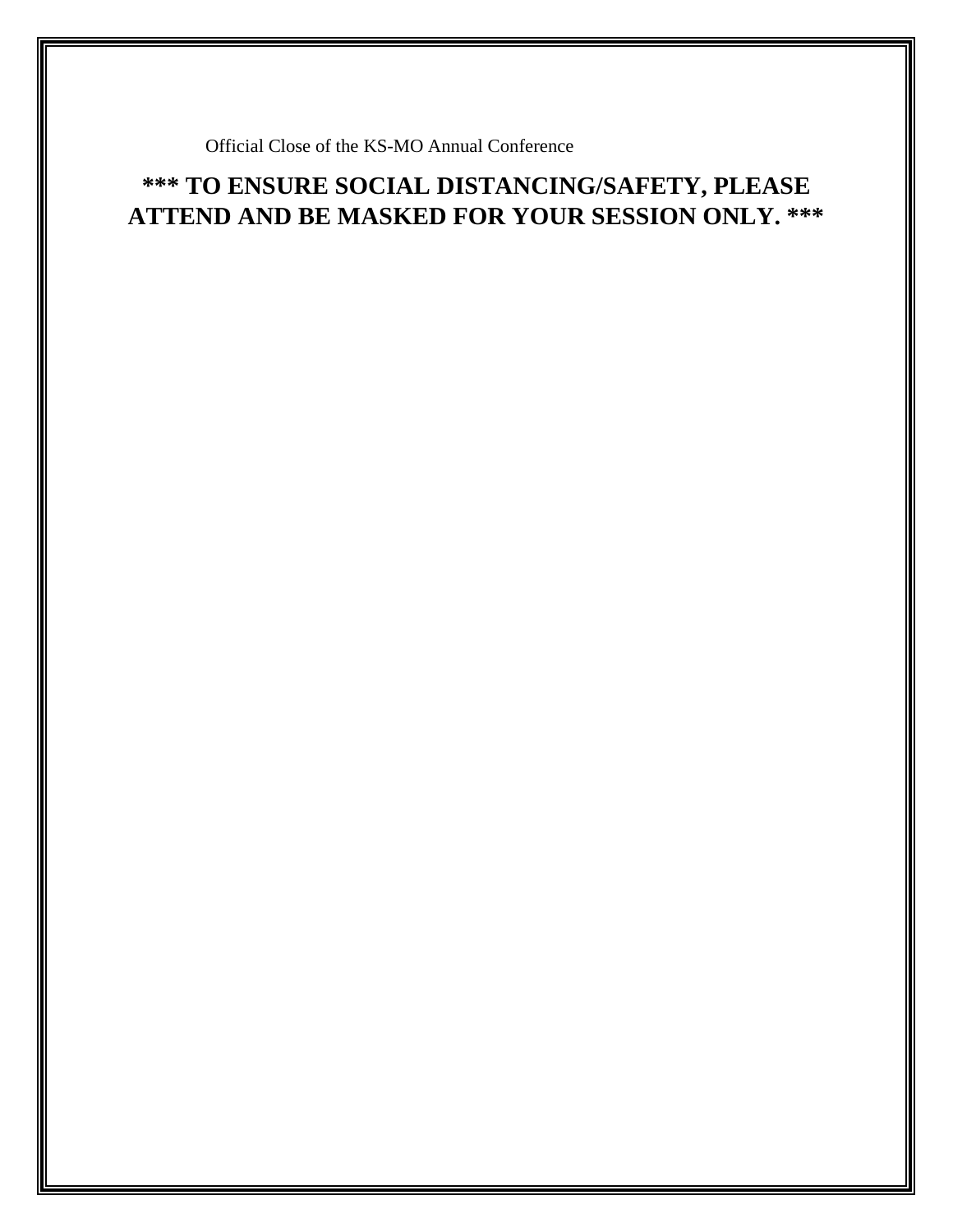Official Close of the KS-MO Annual Conference

**\*\*\* TO ENSURE SOCIAL DISTANCING/SAFETY, PLEASE ATTEND AND BE MASKED FOR YOUR SESSION ONLY. \*\*\***